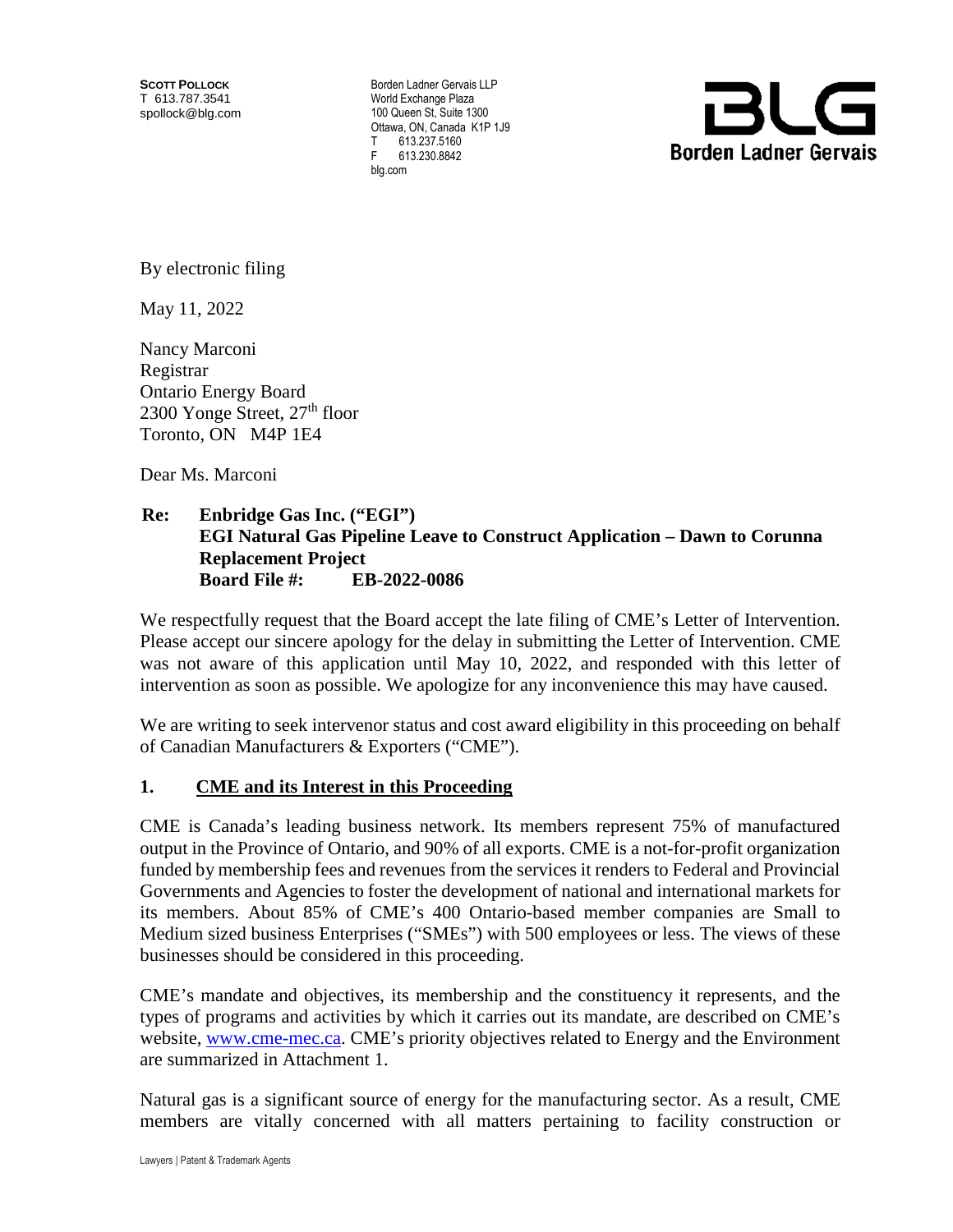**SCOTT POLLOCK**
T 613.787.3541
spollock@blg.com

Borden Ladner Gervais LLP
World Exchange Plaza
100 Queen St, Suite 1300
Ottawa, ON, Canada K1P 1J9
T 613.237.5160
F 613.230.8842
blg.com

Borden Ladner Gervais

By electronic filing

May 11, 2022

Nancy Marconi
Registrar
Ontario Energy Board
2300 Yonge Street, 27th floor
Toronto, ON M4P 1E4

Dear Ms. Marconi

**Re: Enbridge Gas Inc. ("EGI")**
**EGI Natural Gas Pipeline Leave to Construct Application – Dawn to Corunna Replacement Project**
**Board File #: EB-2022-0086**

We respectfully request that the Board accept the late filing of CME's Letter of Intervention. Please accept our sincere apology for the delay in submitting the Letter of Intervention. CME was not aware of this application until May 10, 2022, and responded with this letter of intervention as soon as possible. We apologize for any inconvenience this may have caused.

We are writing to seek intervenor status and cost award eligibility in this proceeding on behalf of Canadian Manufacturers & Exporters ("CME").

## 1. CME and its Interest in this Proceeding

CME is Canada's leading business network. Its members represent 75% of manufactured output in the Province of Ontario, and 90% of all exports. CME is a not-for-profit organization funded by membership fees and revenues from the services it renders to Federal and Provincial Governments and Agencies to foster the development of national and international markets for its members. About 85% of CME's 400 Ontario-based member companies are Small to Medium sized business Enterprises ("SMEs") with 500 employees or less. The views of these businesses should be considered in this proceeding.

CME's mandate and objectives, its membership and the constituency it represents, and the types of programs and activities by which it carries out its mandate, are described on CME's website, [www.cme-mec.ca](http://www.cme-mec.ca). CME's priority objectives related to Energy and the Environment are summarized in Attachment 1.

Natural gas is a significant source of energy for the manufacturing sector. As a result, CME members are vitally concerned with all matters pertaining to facility construction or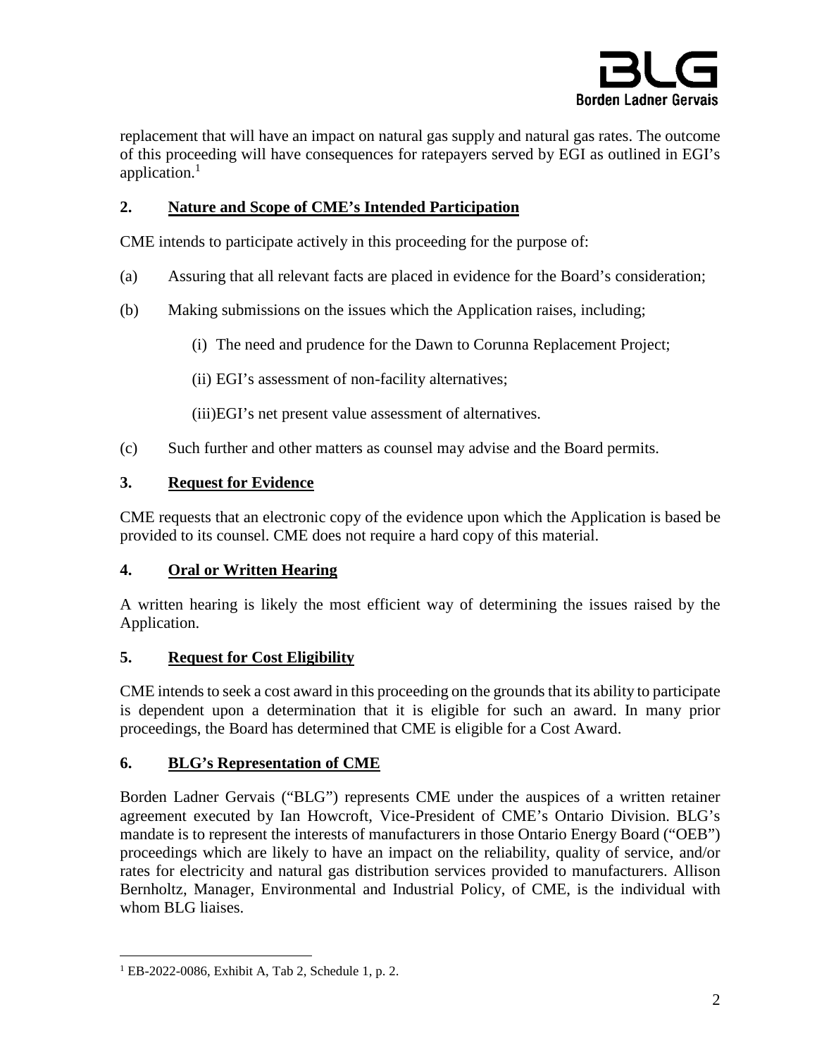replacement that will have an impact on natural gas supply and natural gas rates. The outcome of this proceeding will have consequences for ratepayers served by EGI as outlined in EGI's application.[1]

## 2. Nature and Scope of CME's Intended Participation

CME intends to participate actively in this proceeding for the purpose of:

(a) Assuring that all relevant facts are placed in evidence for the Board's consideration;

(b) Making submissions on the issues which the Application raises, including;

(i) The need and prudence for the Dawn to Corunna Replacement Project;

(ii) EGI's assessment of non-facility alternatives;

(iii) EGI's net present value assessment of alternatives.

(c) Such further and other matters as counsel may advise and the Board permits.

## 3. Request for Evidence

CME requests that an electronic copy of the evidence upon which the Application is based be provided to its counsel. CME does not require a hard copy of this material.

## 4. Oral or Written Hearing

A written hearing is likely the most efficient way of determining the issues raised by the Application.

## 5. Request for Cost Eligibility

CME intends to seek a cost award in this proceeding on the grounds that its ability to participate is dependent upon a determination that it is eligible for such an award. In many prior proceedings, the Board has determined that CME is eligible for a Cost Award.

## 6. BLG's Representation of CME

Borden Ladner Gervais ("BLG") represents CME under the auspices of a written retainer agreement executed by Ian Howcroft, Vice-President of CME's Ontario Division. BLG's mandate is to represent the interests of manufacturers in those Ontario Energy Board ("OEB") proceedings which are likely to have an impact on the reliability, quality of service, and/or rates for electricity and natural gas distribution services provided to manufacturers. Allison Bernholtz, Manager, Environmental and Industrial Policy, of CME, is the individual with whom BLG liaises.

---

[1] EB-2022-0086, Exhibit A, Tab 2, Schedule 1, p. 2.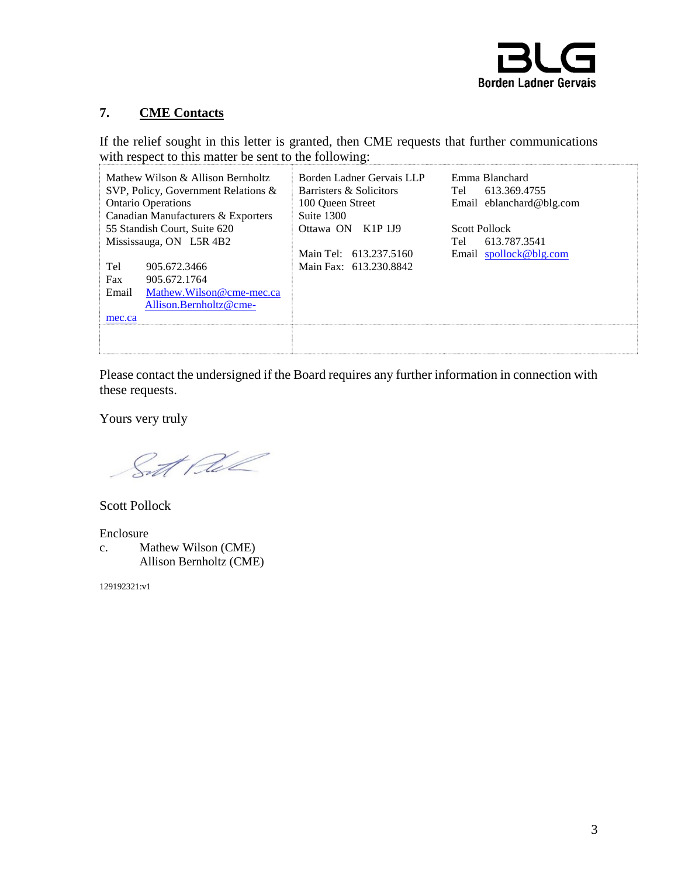## 7. CME Contacts

If the relief sought in this letter is granted, then CME requests that further communications with respect to this matter be sent to the following:

| | | |
|---|---|---|
| Mathew Wilson & Allison Bernholtz<br>SVP, Policy, Government Relations & Ontario Operations<br>Canadian Manufacturers & Exporters<br>55 Standish Court, Suite 620<br>Mississauga, ON L5R 4B2<br><br>Tel 905.672.3466<br>Fax 905.672.1764<br>Email Mathew.Wilson@cme-mec.ca<br>Allison.Bernholtz@cme-mec.ca | Borden Ladner Gervais LLP<br>Barristers & Solicitors<br>100 Queen Street<br>Suite 1300<br>Ottawa ON K1P 1J9<br><br>Main Tel: 613.237.5160<br>Main Fax: 613.230.8842 | Emma Blanchard<br>Tel 613.369.4755<br>Email eblanchard@blg.com<br><br>Scott Pollock<br>Tel 613.787.3541<br>Email spollock@blg.com |
| | | |

Please contact the undersigned if the Board requires any further information in connection with these requests.

Yours very truly

Scott Pollock

Enclosure

c. Mathew Wilson (CME)
Allison Bernholtz (CME)

129192321:v1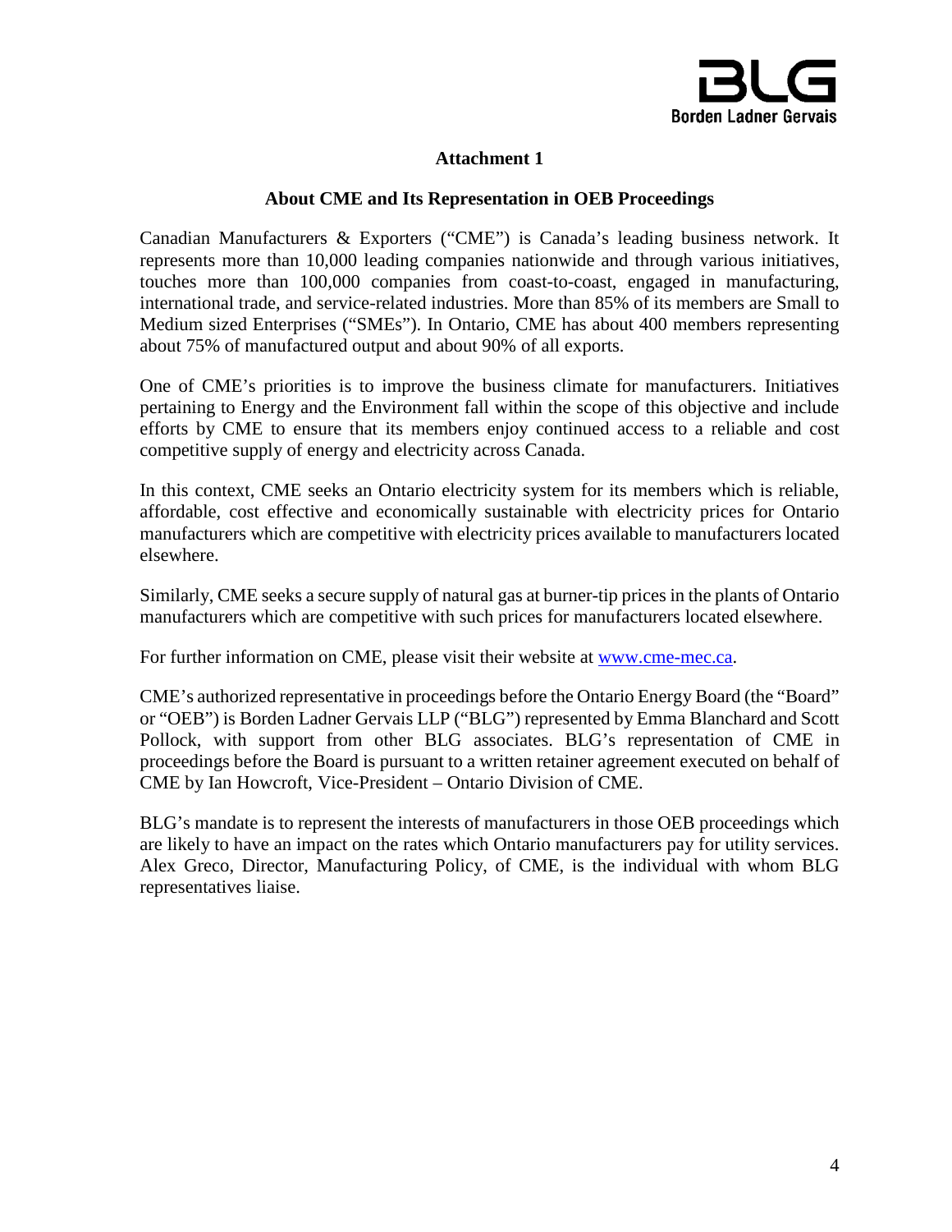## Attachment 1

### About CME and Its Representation in OEB Proceedings

Canadian Manufacturers & Exporters ("CME") is Canada's leading business network. It represents more than 10,000 leading companies nationwide and through various initiatives, touches more than 100,000 companies from coast-to-coast, engaged in manufacturing, international trade, and service-related industries. More than 85% of its members are Small to Medium sized Enterprises ("SMEs"). In Ontario, CME has about 400 members representing about 75% of manufactured output and about 90% of all exports.

One of CME's priorities is to improve the business climate for manufacturers. Initiatives pertaining to Energy and the Environment fall within the scope of this objective and include efforts by CME to ensure that its members enjoy continued access to a reliable and cost competitive supply of energy and electricity across Canada.

In this context, CME seeks an Ontario electricity system for its members which is reliable, affordable, cost effective and economically sustainable with electricity prices for Ontario manufacturers which are competitive with electricity prices available to manufacturers located elsewhere.

Similarly, CME seeks a secure supply of natural gas at burner-tip prices in the plants of Ontario manufacturers which are competitive with such prices for manufacturers located elsewhere.

For further information on CME, please visit their website at www.cme-mec.ca.

CME's authorized representative in proceedings before the Ontario Energy Board (the "Board" or "OEB") is Borden Ladner Gervais LLP ("BLG") represented by Emma Blanchard and Scott Pollock, with support from other BLG associates. BLG's representation of CME in proceedings before the Board is pursuant to a written retainer agreement executed on behalf of CME by Ian Howcroft, Vice-President – Ontario Division of CME.

BLG's mandate is to represent the interests of manufacturers in those OEB proceedings which are likely to have an impact on the rates which Ontario manufacturers pay for utility services. Alex Greco, Director, Manufacturing Policy, of CME, is the individual with whom BLG representatives liaise.